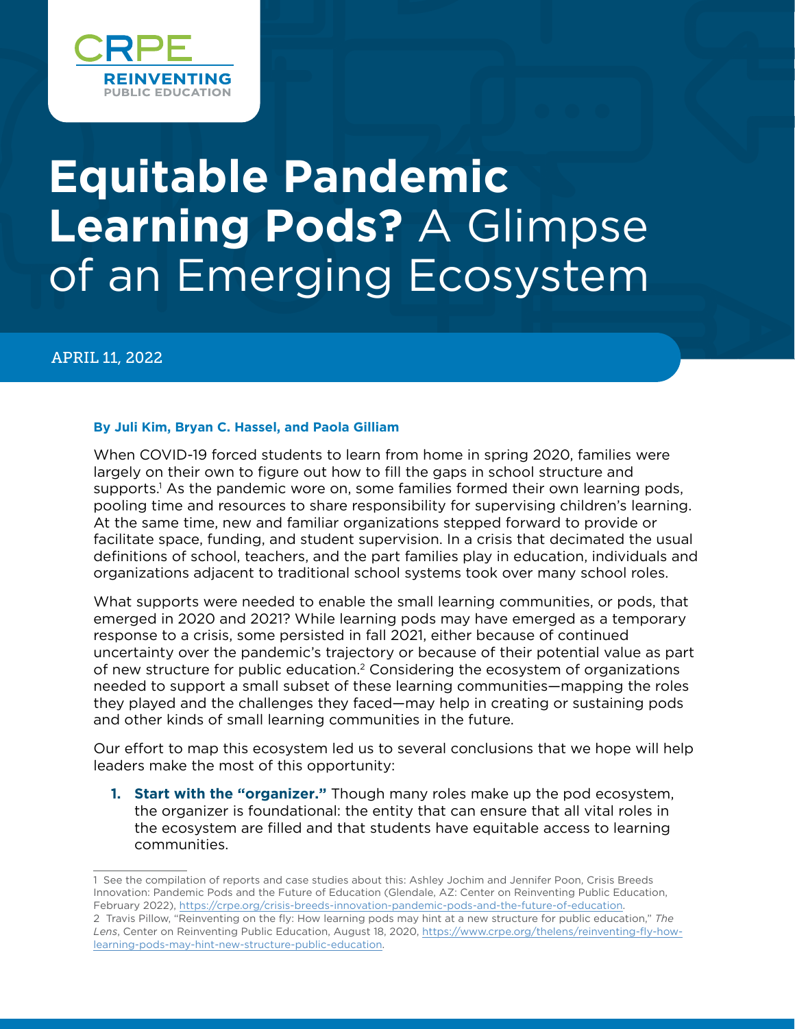CRPE
REINVENTING PUBLIC EDUCATION

# **Equitable Pandemic Learning Pods?** A Glimpse of an Emerging Ecosystem

APRIL 11, 2022

**By Juli Kim, Bryan C. Hassel, and Paola Gilliam**

When COVID-19 forced students to learn from home in spring 2020, families were largely on their own to figure out how to fill the gaps in school structure and supports.[1] As the pandemic wore on, some families formed their own learning pods, pooling time and resources to share responsibility for supervising children's learning. At the same time, new and familiar organizations stepped forward to provide or facilitate space, funding, and student supervision. In a crisis that decimated the usual definitions of school, teachers, and the part families play in education, individuals and organizations adjacent to traditional school systems took over many school roles.

What supports were needed to enable the small learning communities, or pods, that emerged in 2020 and 2021? While learning pods may have emerged as a temporary response to a crisis, some persisted in fall 2021, either because of continued uncertainty over the pandemic's trajectory or because of their potential value as part of new structure for public education.[2] Considering the ecosystem of organizations needed to support a small subset of these learning communities—mapping the roles they played and the challenges they faced—may help in creating or sustaining pods and other kinds of small learning communities in the future.

Our effort to map this ecosystem led us to several conclusions that we hope will help leaders make the most of this opportunity:

1. **Start with the "organizer."** Though many roles make up the pod ecosystem, the organizer is foundational: the entity that can ensure that all vital roles in the ecosystem are filled and that students have equitable access to learning communities.

---

1 See the compilation of reports and case studies about this: Ashley Jochim and Jennifer Poon, Crisis Breeds Innovation: Pandemic Pods and the Future of Education (Glendale, AZ: Center on Reinventing Public Education, February 2022), https://crpe.org/crisis-breeds-innovation-pandemic-pods-and-the-future-of-education.

2 Travis Pillow, "Reinventing on the fly: How learning pods may hint at a new structure for public education," *The Lens*, Center on Reinventing Public Education, August 18, 2020, https://www.crpe.org/thelens/reinventing-fly-how-learning-pods-may-hint-new-structure-public-education.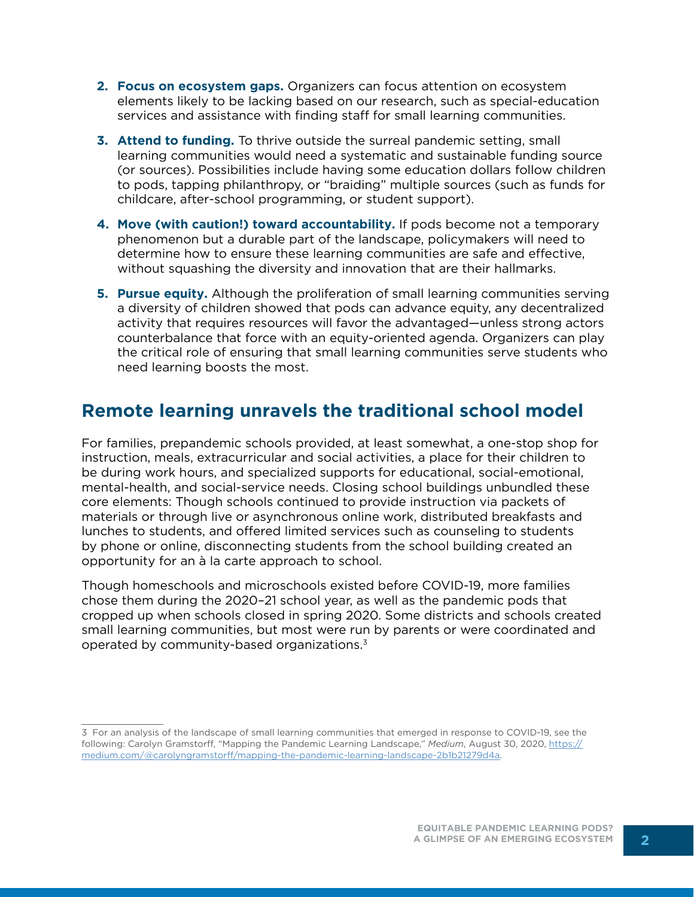2. **Focus on ecosystem gaps.** Organizers can focus attention on ecosystem elements likely to be lacking based on our research, such as special-education services and assistance with finding staff for small learning communities.

3. **Attend to funding.** To thrive outside the surreal pandemic setting, small learning communities would need a systematic and sustainable funding source (or sources). Possibilities include having some education dollars follow children to pods, tapping philanthropy, or "braiding" multiple sources (such as funds for childcare, after-school programming, or student support).

4. **Move (with caution!) toward accountability.** If pods become not a temporary phenomenon but a durable part of the landscape, policymakers will need to determine how to ensure these learning communities are safe and effective, without squashing the diversity and innovation that are their hallmarks.

5. **Pursue equity.** Although the proliferation of small learning communities serving a diversity of children showed that pods can advance equity, any decentralized activity that requires resources will favor the advantaged—unless strong actors counterbalance that force with an equity-oriented agenda. Organizers can play the critical role of ensuring that small learning communities serve students who need learning boosts the most.

## Remote learning unravels the traditional school model

For families, prepandemic schools provided, at least somewhat, a one-stop shop for instruction, meals, extracurricular and social activities, a place for their children to be during work hours, and specialized supports for educational, social-emotional, mental-health, and social-service needs. Closing school buildings unbundled these core elements: Though schools continued to provide instruction via packets of materials or through live or asynchronous online work, distributed breakfasts and lunches to students, and offered limited services such as counseling to students by phone or online, disconnecting students from the school building created an opportunity for an à la carte approach to school.

Though homeschools and microschools existed before COVID-19, more families chose them during the 2020–21 school year, as well as the pandemic pods that cropped up when schools closed in spring 2020. Some districts and schools created small learning communities, but most were run by parents or were coordinated and operated by community-based organizations.[3]

---

3 For an analysis of the landscape of small learning communities that emerged in response to COVID-19, see the following: Carolyn Gramstorff, "Mapping the Pandemic Learning Landscape," *Medium*, August 30, 2020, https://medium.com/@carolyngramstorff/mapping-the-pandemic-learning-landscape-2b1b21279d4a.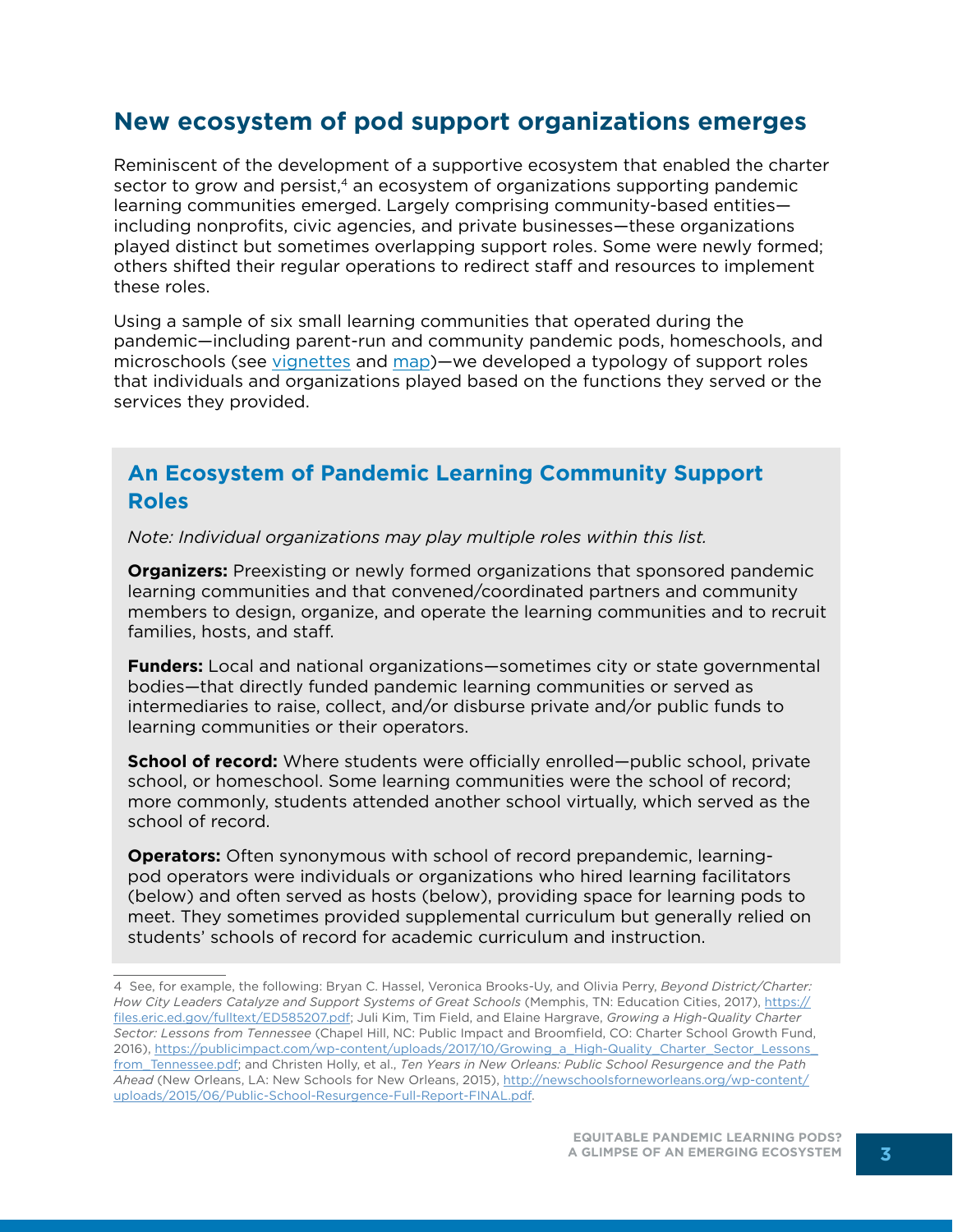## New ecosystem of pod support organizations emerges

Reminiscent of the development of a supportive ecosystem that enabled the charter sector to grow and persist,[4] an ecosystem of organizations supporting pandemic learning communities emerged. Largely comprising community-based entities—including nonprofits, civic agencies, and private businesses—these organizations played distinct but sometimes overlapping support roles. Some were newly formed; others shifted their regular operations to redirect staff and resources to implement these roles.

Using a sample of six small learning communities that operated during the pandemic—including parent-run and community pandemic pods, homeschools, and microschools (see [vignettes](#) and [map](#))—we developed a typology of support roles that individuals and organizations played based on the functions they served or the services they provided.

### An Ecosystem of Pandemic Learning Community Support Roles

*Note: Individual organizations may play multiple roles within this list.*

**Organizers:** Preexisting or newly formed organizations that sponsored pandemic learning communities and that convened/coordinated partners and community members to design, organize, and operate the learning communities and to recruit families, hosts, and staff.

**Funders:** Local and national organizations—sometimes city or state governmental bodies—that directly funded pandemic learning communities or served as intermediaries to raise, collect, and/or disburse private and/or public funds to learning communities or their operators.

**School of record:** Where students were officially enrolled—public school, private school, or homeschool. Some learning communities were the school of record; more commonly, students attended another school virtually, which served as the school of record.

**Operators:** Often synonymous with school of record prepandemic, learning-pod operators were individuals or organizations who hired learning facilitators (below) and often served as hosts (below), providing space for learning pods to meet. They sometimes provided supplemental curriculum but generally relied on students' schools of record for academic curriculum and instruction.

---

4 See, for example, the following: Bryan C. Hassel, Veronica Brooks-Uy, and Olivia Perry, *Beyond District/Charter: How City Leaders Catalyze and Support Systems of Great Schools* (Memphis, TN: Education Cities, 2017), https://files.eric.ed.gov/fulltext/ED585207.pdf; Juli Kim, Tim Field, and Elaine Hargrave, *Growing a High-Quality Charter Sector: Lessons from Tennessee* (Chapel Hill, NC: Public Impact and Broomfield, CO: Charter School Growth Fund, 2016), https://publicimpact.com/wp-content/uploads/2017/10/Growing_a_High-Quality_Charter_Sector_Lessons_from_Tennessee.pdf; and Christen Holly, et al., *Ten Years in New Orleans: Public School Resurgence and the Path Ahead* (New Orleans, LA: New Schools for New Orleans, 2015), http://newschoolsforneworleans.org/wp-content/uploads/2015/06/Public-School-Resurgence-Full-Report-FINAL.pdf.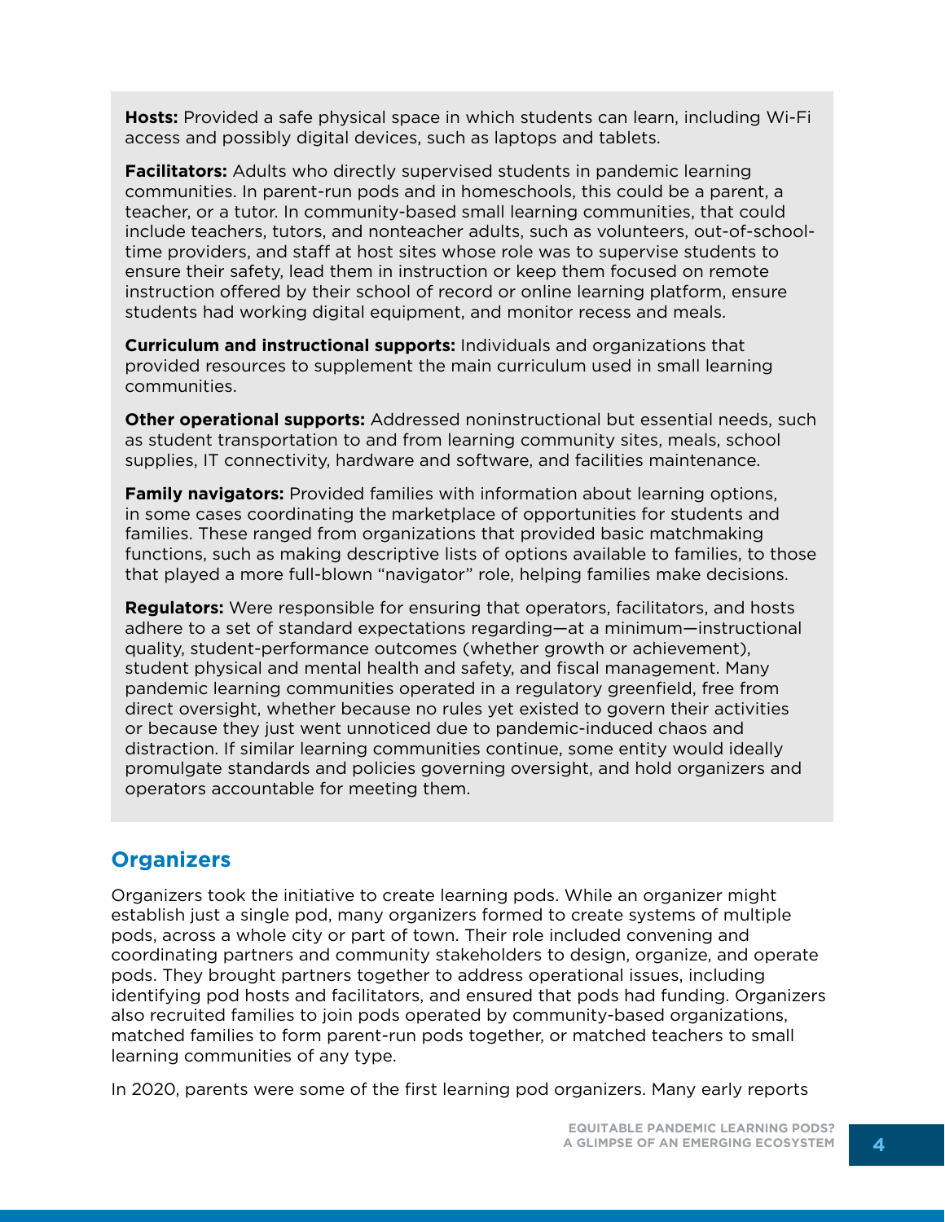**Hosts:** Provided a safe physical space in which students can learn, including Wi-Fi access and possibly digital devices, such as laptops and tablets.

**Facilitators:** Adults who directly supervised students in pandemic learning communities. In parent-run pods and in homeschools, this could be a parent, a teacher, or a tutor. In community-based small learning communities, that could include teachers, tutors, and nonteacher adults, such as volunteers, out-of-school-time providers, and staff at host sites whose role was to supervise students to ensure their safety, lead them in instruction or keep them focused on remote instruction offered by their school of record or online learning platform, ensure students had working digital equipment, and monitor recess and meals.

**Curriculum and instructional supports:** Individuals and organizations that provided resources to supplement the main curriculum used in small learning communities.

**Other operational supports:** Addressed noninstructional but essential needs, such as student transportation to and from learning community sites, meals, school supplies, IT connectivity, hardware and software, and facilities maintenance.

**Family navigators:** Provided families with information about learning options, in some cases coordinating the marketplace of opportunities for students and families. These ranged from organizations that provided basic matchmaking functions, such as making descriptive lists of options available to families, to those that played a more full-blown "navigator" role, helping families make decisions.

**Regulators:** Were responsible for ensuring that operators, facilitators, and hosts adhere to a set of standard expectations regarding—at a minimum—instructional quality, student-performance outcomes (whether growth or achievement), student physical and mental health and safety, and fiscal management. Many pandemic learning communities operated in a regulatory greenfield, free from direct oversight, whether because no rules yet existed to govern their activities or because they just went unnoticed due to pandemic-induced chaos and distraction. If similar learning communities continue, some entity would ideally promulgate standards and policies governing oversight, and hold organizers and operators accountable for meeting them.

## Organizers

Organizers took the initiative to create learning pods. While an organizer might establish just a single pod, many organizers formed to create systems of multiple pods, across a whole city or part of town. Their role included convening and coordinating partners and community stakeholders to design, organize, and operate pods. They brought partners together to address operational issues, including identifying pod hosts and facilitators, and ensured that pods had funding. Organizers also recruited families to join pods operated by community-based organizations, matched families to form parent-run pods together, or matched teachers to small learning communities of any type.

In 2020, parents were some of the first learning pod organizers. Many early reports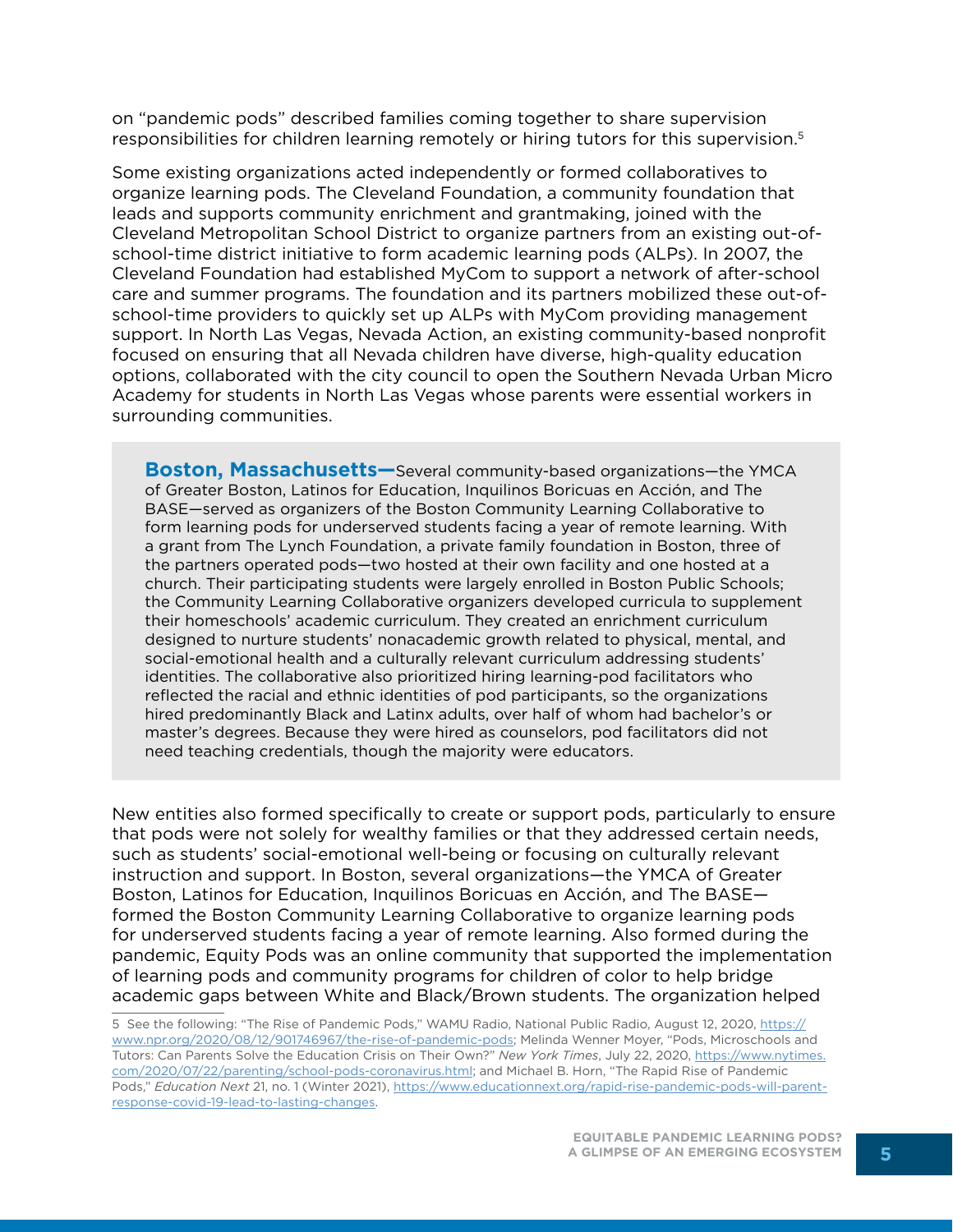on "pandemic pods" described families coming together to share supervision responsibilities for children learning remotely or hiring tutors for this supervision.[5]

Some existing organizations acted independently or formed collaboratives to organize learning pods. The Cleveland Foundation, a community foundation that leads and supports community enrichment and grantmaking, joined with the Cleveland Metropolitan School District to organize partners from an existing out-of-school-time district initiative to form academic learning pods (ALPs). In 2007, the Cleveland Foundation had established MyCom to support a network of after-school care and summer programs. The foundation and its partners mobilized these out-of-school-time providers to quickly set up ALPs with MyCom providing management support. In North Las Vegas, Nevada Action, an existing community-based nonprofit focused on ensuring that all Nevada children have diverse, high-quality education options, collaborated with the city council to open the Southern Nevada Urban Micro Academy for students in North Las Vegas whose parents were essential workers in surrounding communities.

> **Boston, Massachusetts—**Several community-based organizations—the YMCA of Greater Boston, Latinos for Education, Inquilinos Boricuas en Acción, and The BASE—served as organizers of the Boston Community Learning Collaborative to form learning pods for underserved students facing a year of remote learning. With a grant from The Lynch Foundation, a private family foundation in Boston, three of the partners operated pods—two hosted at their own facility and one hosted at a church. Their participating students were largely enrolled in Boston Public Schools; the Community Learning Collaborative organizers developed curricula to supplement their homeschools' academic curriculum. They created an enrichment curriculum designed to nurture students' nonacademic growth related to physical, mental, and social-emotional health and a culturally relevant curriculum addressing students' identities. The collaborative also prioritized hiring learning-pod facilitators who reflected the racial and ethnic identities of pod participants, so the organizations hired predominantly Black and Latinx adults, over half of whom had bachelor's or master's degrees. Because they were hired as counselors, pod facilitators did not need teaching credentials, though the majority were educators.

New entities also formed specifically to create or support pods, particularly to ensure that pods were not solely for wealthy families or that they addressed certain needs, such as students' social-emotional well-being or focusing on culturally relevant instruction and support. In Boston, several organizations—the YMCA of Greater Boston, Latinos for Education, Inquilinos Boricuas en Acción, and The BASE—formed the Boston Community Learning Collaborative to organize learning pods for underserved students facing a year of remote learning. Also formed during the pandemic, Equity Pods was an online community that supported the implementation of learning pods and community programs for children of color to help bridge academic gaps between White and Black/Brown students. The organization helped

---

5 See the following: "The Rise of Pandemic Pods," WAMU Radio, National Public Radio, August 12, 2020, https://www.npr.org/2020/08/12/901746967/the-rise-of-pandemic-pods; Melinda Wenner Moyer, "Pods, Microschools and Tutors: Can Parents Solve the Education Crisis on Their Own?" *New York Times*, July 22, 2020, https://www.nytimes.com/2020/07/22/parenting/school-pods-coronavirus.html; and Michael B. Horn, "The Rapid Rise of Pandemic Pods," *Education Next* 21, no. 1 (Winter 2021), https://www.educationnext.org/rapid-rise-pandemic-pods-will-parent-response-covid-19-lead-to-lasting-changes.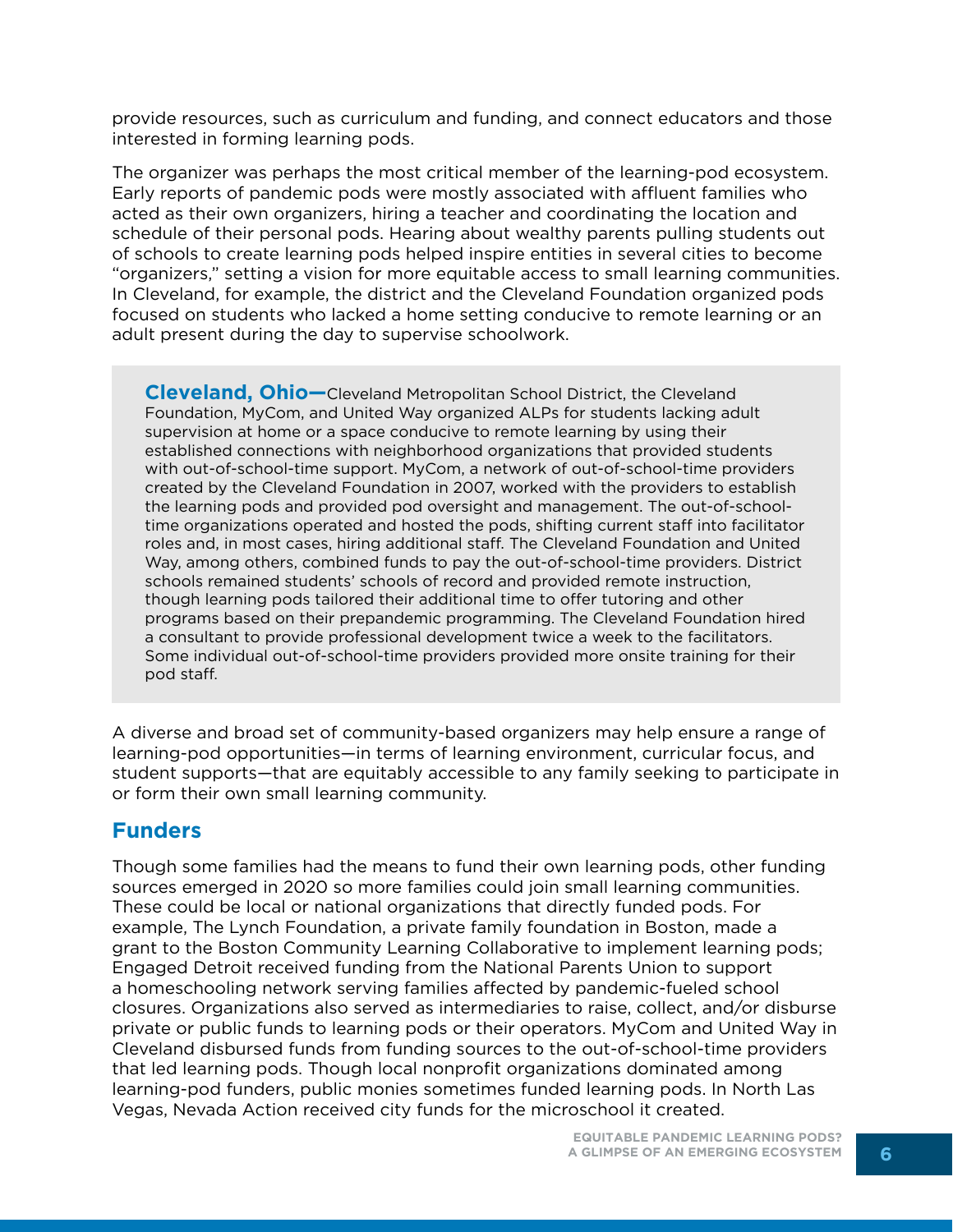provide resources, such as curriculum and funding, and connect educators and those interested in forming learning pods.

The organizer was perhaps the most critical member of the learning-pod ecosystem. Early reports of pandemic pods were mostly associated with affluent families who acted as their own organizers, hiring a teacher and coordinating the location and schedule of their personal pods. Hearing about wealthy parents pulling students out of schools to create learning pods helped inspire entities in several cities to become "organizers," setting a vision for more equitable access to small learning communities. In Cleveland, for example, the district and the Cleveland Foundation organized pods focused on students who lacked a home setting conducive to remote learning or an adult present during the day to supervise schoolwork.

> **Cleveland, Ohio—**Cleveland Metropolitan School District, the Cleveland Foundation, MyCom, and United Way organized ALPs for students lacking adult supervision at home or a space conducive to remote learning by using their established connections with neighborhood organizations that provided students with out-of-school-time support. MyCom, a network of out-of-school-time providers created by the Cleveland Foundation in 2007, worked with the providers to establish the learning pods and provided pod oversight and management. The out-of-school-time organizations operated and hosted the pods, shifting current staff into facilitator roles and, in most cases, hiring additional staff. The Cleveland Foundation and United Way, among others, combined funds to pay the out-of-school-time providers. District schools remained students' schools of record and provided remote instruction, though learning pods tailored their additional time to offer tutoring and other programs based on their prepandemic programming. The Cleveland Foundation hired a consultant to provide professional development twice a week to the facilitators. Some individual out-of-school-time providers provided more onsite training for their pod staff.

A diverse and broad set of community-based organizers may help ensure a range of learning-pod opportunities—in terms of learning environment, curricular focus, and student supports—that are equitably accessible to any family seeking to participate in or form their own small learning community.

## Funders

Though some families had the means to fund their own learning pods, other funding sources emerged in 2020 so more families could join small learning communities. These could be local or national organizations that directly funded pods. For example, The Lynch Foundation, a private family foundation in Boston, made a grant to the Boston Community Learning Collaborative to implement learning pods; Engaged Detroit received funding from the National Parents Union to support a homeschooling network serving families affected by pandemic-fueled school closures. Organizations also served as intermediaries to raise, collect, and/or disburse private or public funds to learning pods or their operators. MyCom and United Way in Cleveland disbursed funds from funding sources to the out-of-school-time providers that led learning pods. Though local nonprofit organizations dominated among learning-pod funders, public monies sometimes funded learning pods. In North Las Vegas, Nevada Action received city funds for the microschool it created.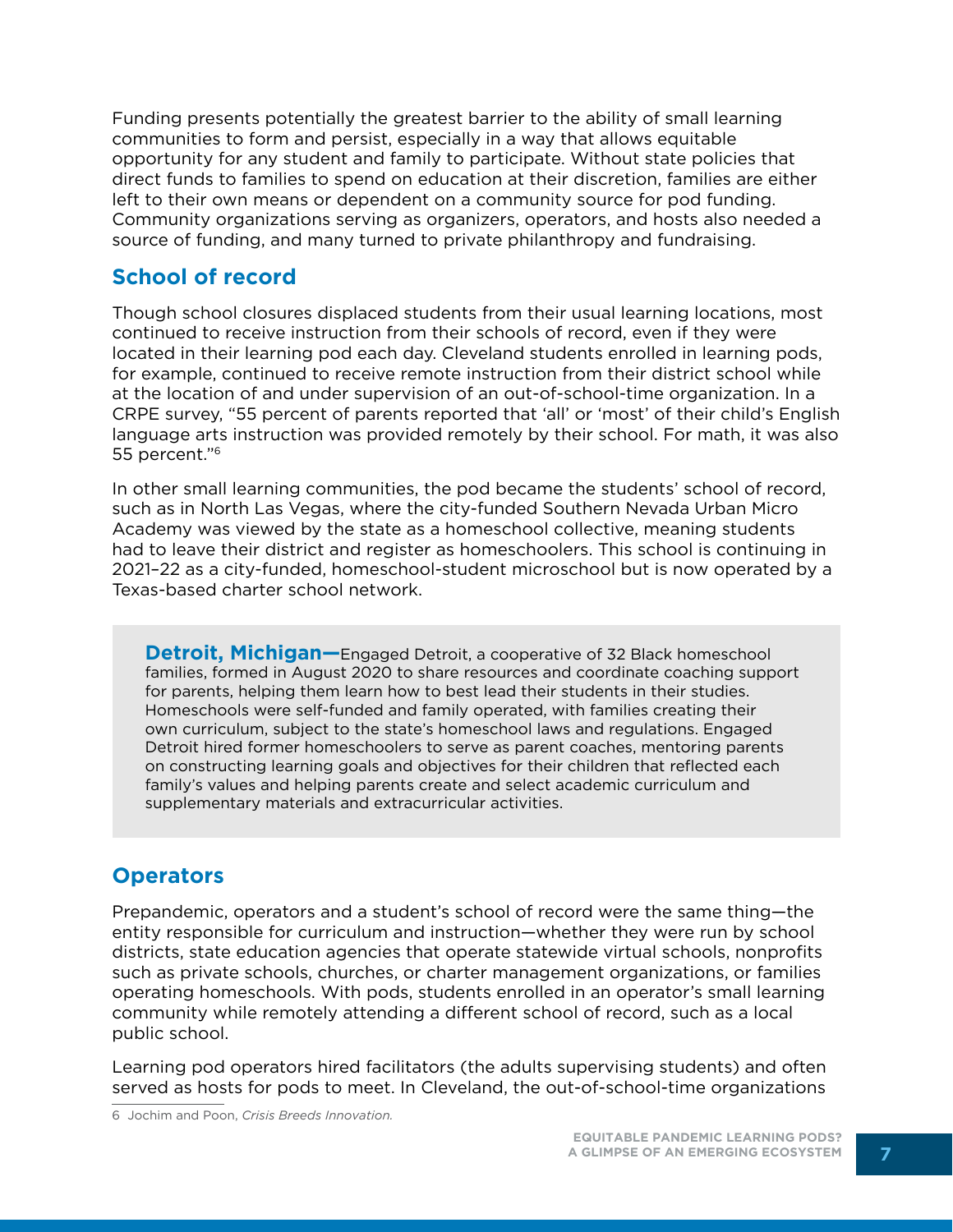Funding presents potentially the greatest barrier to the ability of small learning communities to form and persist, especially in a way that allows equitable opportunity for any student and family to participate. Without state policies that direct funds to families to spend on education at their discretion, families are either left to their own means or dependent on a community source for pod funding. Community organizations serving as organizers, operators, and hosts also needed a source of funding, and many turned to private philanthropy and fundraising.

## School of record

Though school closures displaced students from their usual learning locations, most continued to receive instruction from their schools of record, even if they were located in their learning pod each day. Cleveland students enrolled in learning pods, for example, continued to receive remote instruction from their district school while at the location of and under supervision of an out-of-school-time organization. In a CRPE survey, "55 percent of parents reported that 'all' or 'most' of their child's English language arts instruction was provided remotely by their school. For math, it was also 55 percent."[6]

In other small learning communities, the pod became the students' school of record, such as in North Las Vegas, where the city-funded Southern Nevada Urban Micro Academy was viewed by the state as a homeschool collective, meaning students had to leave their district and register as homeschoolers. This school is continuing in 2021–22 as a city-funded, homeschool-student microschool but is now operated by a Texas-based charter school network.

> **Detroit, Michigan—**Engaged Detroit, a cooperative of 32 Black homeschool families, formed in August 2020 to share resources and coordinate coaching support for parents, helping them learn how to best lead their students in their studies. Homeschools were self-funded and family operated, with families creating their own curriculum, subject to the state's homeschool laws and regulations. Engaged Detroit hired former homeschoolers to serve as parent coaches, mentoring parents on constructing learning goals and objectives for their children that reflected each family's values and helping parents create and select academic curriculum and supplementary materials and extracurricular activities.

## Operators

Prepandemic, operators and a student's school of record were the same thing—the entity responsible for curriculum and instruction—whether they were run by school districts, state education agencies that operate statewide virtual schools, nonprofits such as private schools, churches, or charter management organizations, or families operating homeschools. With pods, students enrolled in an operator's small learning community while remotely attending a different school of record, such as a local public school.

Learning pod operators hired facilitators (the adults supervising students) and often served as hosts for pods to meet. In Cleveland, the out-of-school-time organizations

6 Jochim and Poon, *Crisis Breeds Innovation.*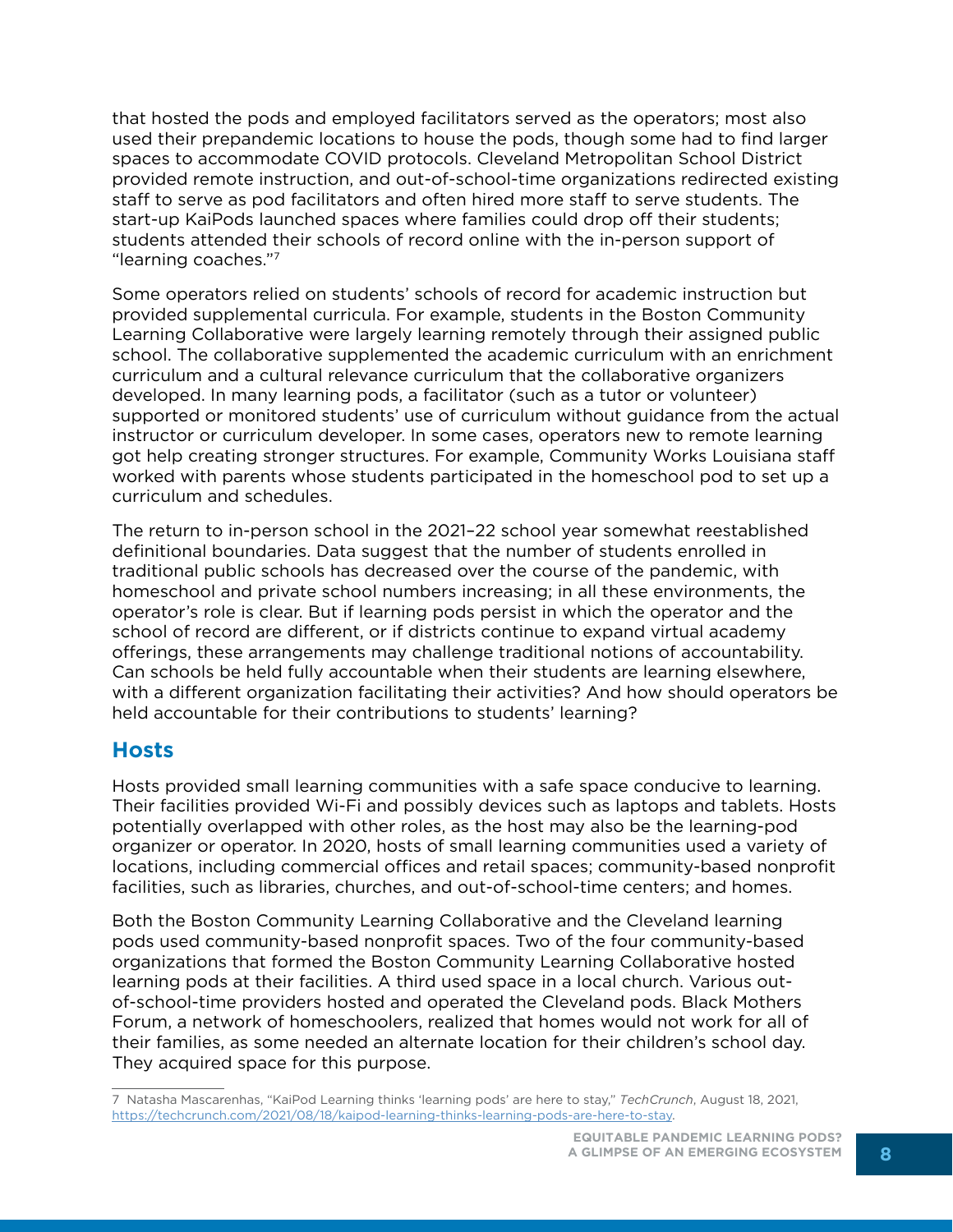that hosted the pods and employed facilitators served as the operators; most also used their prepandemic locations to house the pods, though some had to find larger spaces to accommodate COVID protocols. Cleveland Metropolitan School District provided remote instruction, and out-of-school-time organizations redirected existing staff to serve as pod facilitators and often hired more staff to serve students. The start-up KaiPods launched spaces where families could drop off their students; students attended their schools of record online with the in-person support of "learning coaches."[7]

Some operators relied on students' schools of record for academic instruction but provided supplemental curricula. For example, students in the Boston Community Learning Collaborative were largely learning remotely through their assigned public school. The collaborative supplemented the academic curriculum with an enrichment curriculum and a cultural relevance curriculum that the collaborative organizers developed. In many learning pods, a facilitator (such as a tutor or volunteer) supported or monitored students' use of curriculum without guidance from the actual instructor or curriculum developer. In some cases, operators new to remote learning got help creating stronger structures. For example, Community Works Louisiana staff worked with parents whose students participated in the homeschool pod to set up a curriculum and schedules.

The return to in-person school in the 2021–22 school year somewhat reestablished definitional boundaries. Data suggest that the number of students enrolled in traditional public schools has decreased over the course of the pandemic, with homeschool and private school numbers increasing; in all these environments, the operator's role is clear. But if learning pods persist in which the operator and the school of record are different, or if districts continue to expand virtual academy offerings, these arrangements may challenge traditional notions of accountability. Can schools be held fully accountable when their students are learning elsewhere, with a different organization facilitating their activities? And how should operators be held accountable for their contributions to students' learning?

## Hosts

Hosts provided small learning communities with a safe space conducive to learning. Their facilities provided Wi-Fi and possibly devices such as laptops and tablets. Hosts potentially overlapped with other roles, as the host may also be the learning-pod organizer or operator. In 2020, hosts of small learning communities used a variety of locations, including commercial offices and retail spaces; community-based nonprofit facilities, such as libraries, churches, and out-of-school-time centers; and homes.

Both the Boston Community Learning Collaborative and the Cleveland learning pods used community-based nonprofit spaces. Two of the four community-based organizations that formed the Boston Community Learning Collaborative hosted learning pods at their facilities. A third used space in a local church. Various out-of-school-time providers hosted and operated the Cleveland pods. Black Mothers Forum, a network of homeschoolers, realized that homes would not work for all of their families, as some needed an alternate location for their children's school day. They acquired space for this purpose.

---

7 Natasha Mascarenhas, "KaiPod Learning thinks 'learning pods' are here to stay," *TechCrunch*, August 18, 2021, https://techcrunch.com/2021/08/18/kaipod-learning-thinks-learning-pods-are-here-to-stay.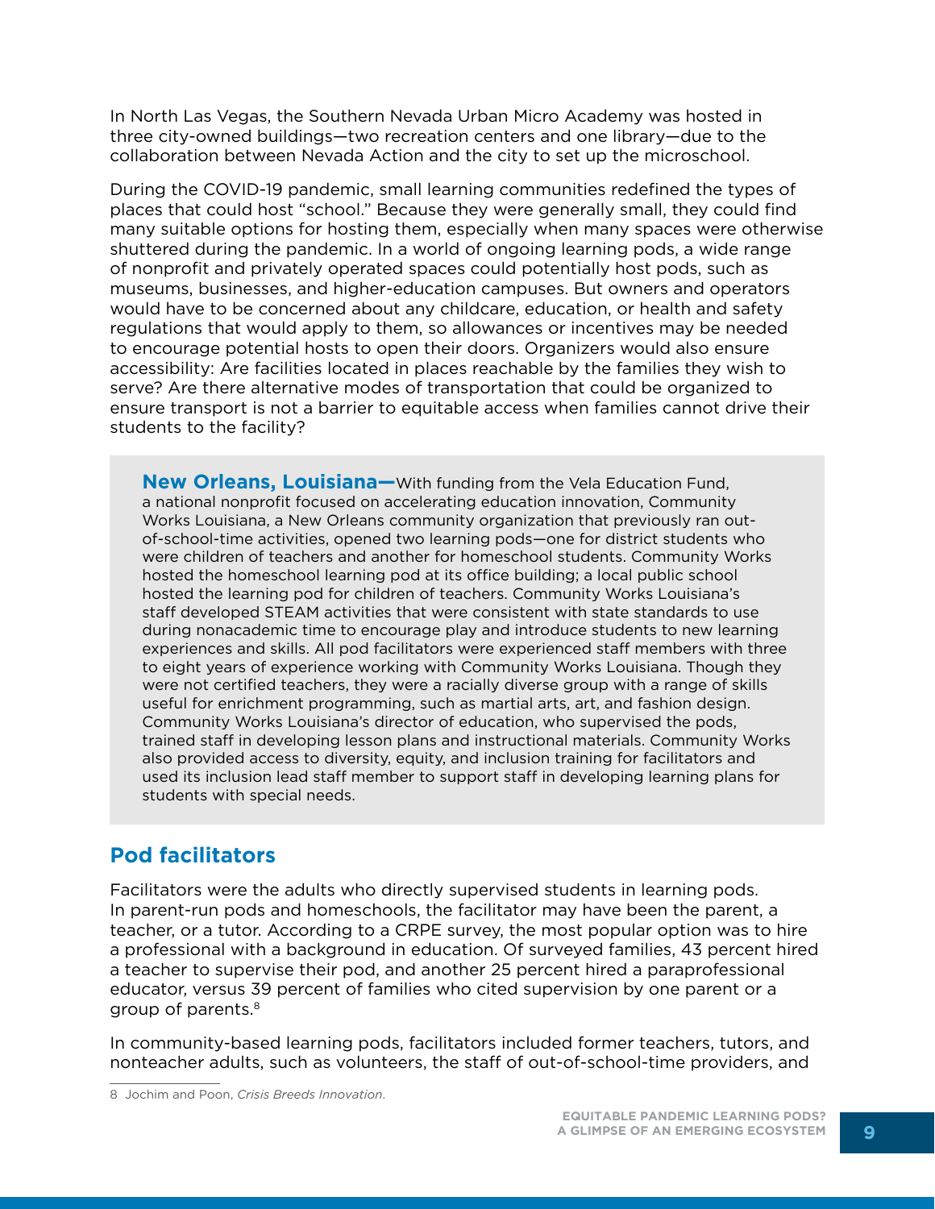In North Las Vegas, the Southern Nevada Urban Micro Academy was hosted in three city-owned buildings—two recreation centers and one library—due to the collaboration between Nevada Action and the city to set up the microschool.

During the COVID-19 pandemic, small learning communities redefined the types of places that could host "school." Because they were generally small, they could find many suitable options for hosting them, especially when many spaces were otherwise shuttered during the pandemic. In a world of ongoing learning pods, a wide range of nonprofit and privately operated spaces could potentially host pods, such as museums, businesses, and higher-education campuses. But owners and operators would have to be concerned about any childcare, education, or health and safety regulations that would apply to them, so allowances or incentives may be needed to encourage potential hosts to open their doors. Organizers would also ensure accessibility: Are facilities located in places reachable by the families they wish to serve? Are there alternative modes of transportation that could be organized to ensure transport is not a barrier to equitable access when families cannot drive their students to the facility?

> **New Orleans, Louisiana—**With funding from the Vela Education Fund, a national nonprofit focused on accelerating education innovation, Community Works Louisiana, a New Orleans community organization that previously ran out-of-school-time activities, opened two learning pods—one for district students who were children of teachers and another for homeschool students. Community Works hosted the homeschool learning pod at its office building; a local public school hosted the learning pod for children of teachers. Community Works Louisiana's staff developed STEAM activities that were consistent with state standards to use during nonacademic time to encourage play and introduce students to new learning experiences and skills. All pod facilitators were experienced staff members with three to eight years of experience working with Community Works Louisiana. Though they were not certified teachers, they were a racially diverse group with a range of skills useful for enrichment programming, such as martial arts, art, and fashion design. Community Works Louisiana's director of education, who supervised the pods, trained staff in developing lesson plans and instructional materials. Community Works also provided access to diversity, equity, and inclusion training for facilitators and used its inclusion lead staff member to support staff in developing learning plans for students with special needs.

## Pod facilitators

Facilitators were the adults who directly supervised students in learning pods. In parent-run pods and homeschools, the facilitator may have been the parent, a teacher, or a tutor. According to a CRPE survey, the most popular option was to hire a professional with a background in education. Of surveyed families, 43 percent hired a teacher to supervise their pod, and another 25 percent hired a paraprofessional educator, versus 39 percent of families who cited supervision by one parent or a group of parents.[8]

In community-based learning pods, facilitators included former teachers, tutors, and nonteacher adults, such as volunteers, the staff of out-of-school-time providers, and

---

8 Jochim and Poon, *Crisis Breeds Innovation*.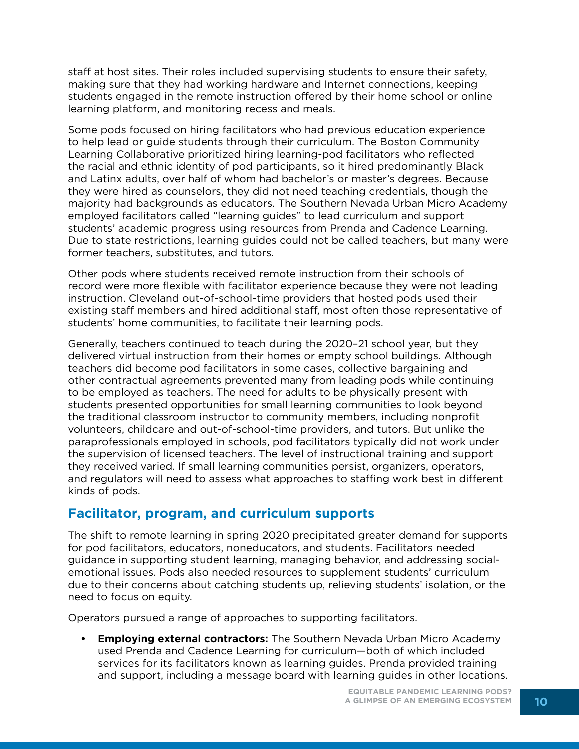staff at host sites. Their roles included supervising students to ensure their safety, making sure that they had working hardware and Internet connections, keeping students engaged in the remote instruction offered by their home school or online learning platform, and monitoring recess and meals.

Some pods focused on hiring facilitators who had previous education experience to help lead or guide students through their curriculum. The Boston Community Learning Collaborative prioritized hiring learning-pod facilitators who reflected the racial and ethnic identity of pod participants, so it hired predominantly Black and Latinx adults, over half of whom had bachelor's or master's degrees. Because they were hired as counselors, they did not need teaching credentials, though the majority had backgrounds as educators. The Southern Nevada Urban Micro Academy employed facilitators called "learning guides" to lead curriculum and support students' academic progress using resources from Prenda and Cadence Learning. Due to state restrictions, learning guides could not be called teachers, but many were former teachers, substitutes, and tutors.

Other pods where students received remote instruction from their schools of record were more flexible with facilitator experience because they were not leading instruction. Cleveland out-of-school-time providers that hosted pods used their existing staff members and hired additional staff, most often those representative of students' home communities, to facilitate their learning pods.

Generally, teachers continued to teach during the 2020–21 school year, but they delivered virtual instruction from their homes or empty school buildings. Although teachers did become pod facilitators in some cases, collective bargaining and other contractual agreements prevented many from leading pods while continuing to be employed as teachers. The need for adults to be physically present with students presented opportunities for small learning communities to look beyond the traditional classroom instructor to community members, including nonprofit volunteers, childcare and out-of-school-time providers, and tutors. But unlike the paraprofessionals employed in schools, pod facilitators typically did not work under the supervision of licensed teachers. The level of instructional training and support they received varied. If small learning communities persist, organizers, operators, and regulators will need to assess what approaches to staffing work best in different kinds of pods.

## Facilitator, program, and curriculum supports

The shift to remote learning in spring 2020 precipitated greater demand for supports for pod facilitators, educators, noneducators, and students. Facilitators needed guidance in supporting student learning, managing behavior, and addressing social-emotional issues. Pods also needed resources to supplement students' curriculum due to their concerns about catching students up, relieving students' isolation, or the need to focus on equity.

Operators pursued a range of approaches to supporting facilitators.

- **Employing external contractors:** The Southern Nevada Urban Micro Academy used Prenda and Cadence Learning for curriculum—both of which included services for its facilitators known as learning guides. Prenda provided training and support, including a message board with learning guides in other locations.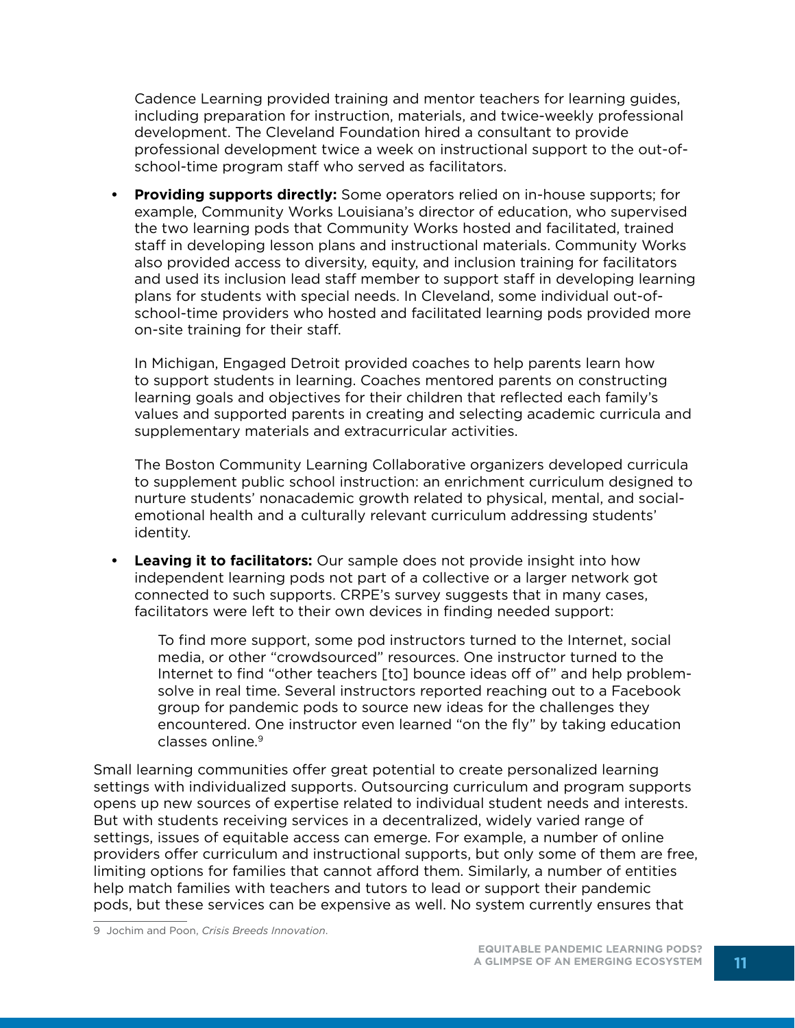Cadence Learning provided training and mentor teachers for learning guides, including preparation for instruction, materials, and twice-weekly professional development. The Cleveland Foundation hired a consultant to provide professional development twice a week on instructional support to the out-of-school-time program staff who served as facilitators.

- **Providing supports directly:** Some operators relied on in-house supports; for example, Community Works Louisiana's director of education, who supervised the two learning pods that Community Works hosted and facilitated, trained staff in developing lesson plans and instructional materials. Community Works also provided access to diversity, equity, and inclusion training for facilitators and used its inclusion lead staff member to support staff in developing learning plans for students with special needs. In Cleveland, some individual out-of-school-time providers who hosted and facilitated learning pods provided more on-site training for their staff.

  In Michigan, Engaged Detroit provided coaches to help parents learn how to support students in learning. Coaches mentored parents on constructing learning goals and objectives for their children that reflected each family's values and supported parents in creating and selecting academic curricula and supplementary materials and extracurricular activities.

  The Boston Community Learning Collaborative organizers developed curricula to supplement public school instruction: an enrichment curriculum designed to nurture students' nonacademic growth related to physical, mental, and social-emotional health and a culturally relevant curriculum addressing students' identity.

- **Leaving it to facilitators:** Our sample does not provide insight into how independent learning pods not part of a collective or a larger network got connected to such supports. CRPE's survey suggests that in many cases, facilitators were left to their own devices in finding needed support:

  > To find more support, some pod instructors turned to the Internet, social media, or other "crowdsourced" resources. One instructor turned to the Internet to find "other teachers [to] bounce ideas off of" and help problem-solve in real time. Several instructors reported reaching out to a Facebook group for pandemic pods to source new ideas for the challenges they encountered. One instructor even learned "on the fly" by taking education classes online.[9]

Small learning communities offer great potential to create personalized learning settings with individualized supports. Outsourcing curriculum and program supports opens up new sources of expertise related to individual student needs and interests. But with students receiving services in a decentralized, widely varied range of settings, issues of equitable access can emerge. For example, a number of online providers offer curriculum and instructional supports, but only some of them are free, limiting options for families that cannot afford them. Similarly, a number of entities help match families with teachers and tutors to lead or support their pandemic pods, but these services can be expensive as well. No system currently ensures that

9 Jochim and Poon, *Crisis Breeds Innovation*.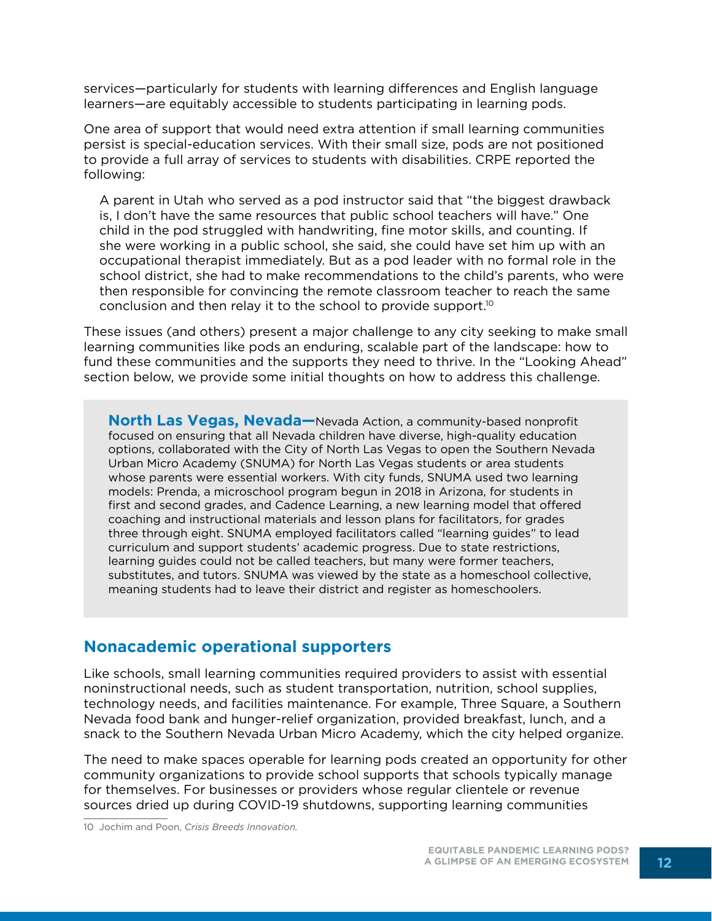services—particularly for students with learning differences and English language learners—are equitably accessible to students participating in learning pods.

One area of support that would need extra attention if small learning communities persist is special-education services. With their small size, pods are not positioned to provide a full array of services to students with disabilities. CRPE reported the following:

> A parent in Utah who served as a pod instructor said that "the biggest drawback is, I don't have the same resources that public school teachers will have." One child in the pod struggled with handwriting, fine motor skills, and counting. If she were working in a public school, she said, she could have set him up with an occupational therapist immediately. But as a pod leader with no formal role in the school district, she had to make recommendations to the child's parents, who were then responsible for convincing the remote classroom teacher to reach the same conclusion and then relay it to the school to provide support.[10]

These issues (and others) present a major challenge to any city seeking to make small learning communities like pods an enduring, scalable part of the landscape: how to fund these communities and the supports they need to thrive. In the "Looking Ahead" section below, we provide some initial thoughts on how to address this challenge.

> **North Las Vegas, Nevada—**Nevada Action, a community-based nonprofit focused on ensuring that all Nevada children have diverse, high-quality education options, collaborated with the City of North Las Vegas to open the Southern Nevada Urban Micro Academy (SNUMA) for North Las Vegas students or area students whose parents were essential workers. With city funds, SNUMA used two learning models: Prenda, a microschool program begun in 2018 in Arizona, for students in first and second grades, and Cadence Learning, a new learning model that offered coaching and instructional materials and lesson plans for facilitators, for grades three through eight. SNUMA employed facilitators called "learning guides" to lead curriculum and support students' academic progress. Due to state restrictions, learning guides could not be called teachers, but many were former teachers, substitutes, and tutors. SNUMA was viewed by the state as a homeschool collective, meaning students had to leave their district and register as homeschoolers.

## Nonacademic operational supporters

Like schools, small learning communities required providers to assist with essential noninstructional needs, such as student transportation, nutrition, school supplies, technology needs, and facilities maintenance. For example, Three Square, a Southern Nevada food bank and hunger-relief organization, provided breakfast, lunch, and a snack to the Southern Nevada Urban Micro Academy, which the city helped organize.

The need to make spaces operable for learning pods created an opportunity for other community organizations to provide school supports that schools typically manage for themselves. For businesses or providers whose regular clientele or revenue sources dried up during COVID-19 shutdowns, supporting learning communities

10 Jochim and Poon, *Crisis Breeds Innovation.*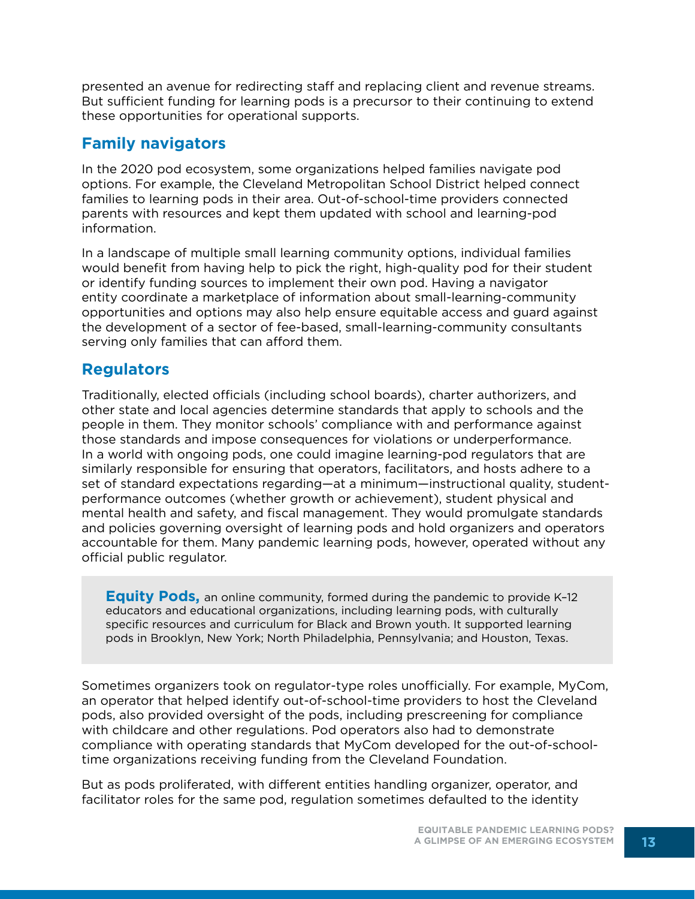presented an avenue for redirecting staff and replacing client and revenue streams. But sufficient funding for learning pods is a precursor to their continuing to extend these opportunities for operational supports.

## Family navigators

In the 2020 pod ecosystem, some organizations helped families navigate pod options. For example, the Cleveland Metropolitan School District helped connect families to learning pods in their area. Out-of-school-time providers connected parents with resources and kept them updated with school and learning-pod information.

In a landscape of multiple small learning community options, individual families would benefit from having help to pick the right, high-quality pod for their student or identify funding sources to implement their own pod. Having a navigator entity coordinate a marketplace of information about small-learning-community opportunities and options may also help ensure equitable access and guard against the development of a sector of fee-based, small-learning-community consultants serving only families that can afford them.

## Regulators

Traditionally, elected officials (including school boards), charter authorizers, and other state and local agencies determine standards that apply to schools and the people in them. They monitor schools' compliance with and performance against those standards and impose consequences for violations or underperformance. In a world with ongoing pods, one could imagine learning-pod regulators that are similarly responsible for ensuring that operators, facilitators, and hosts adhere to a set of standard expectations regarding—at a minimum—instructional quality, student-performance outcomes (whether growth or achievement), student physical and mental health and safety, and fiscal management. They would promulgate standards and policies governing oversight of learning pods and hold organizers and operators accountable for them. Many pandemic learning pods, however, operated without any official public regulator.

> **Equity Pods,** an online community, formed during the pandemic to provide K–12 educators and educational organizations, including learning pods, with culturally specific resources and curriculum for Black and Brown youth. It supported learning pods in Brooklyn, New York; North Philadelphia, Pennsylvania; and Houston, Texas.

Sometimes organizers took on regulator-type roles unofficially. For example, MyCom, an operator that helped identify out-of-school-time providers to host the Cleveland pods, also provided oversight of the pods, including prescreening for compliance with childcare and other regulations. Pod operators also had to demonstrate compliance with operating standards that MyCom developed for the out-of-school-time organizations receiving funding from the Cleveland Foundation.

But as pods proliferated, with different entities handling organizer, operator, and facilitator roles for the same pod, regulation sometimes defaulted to the identity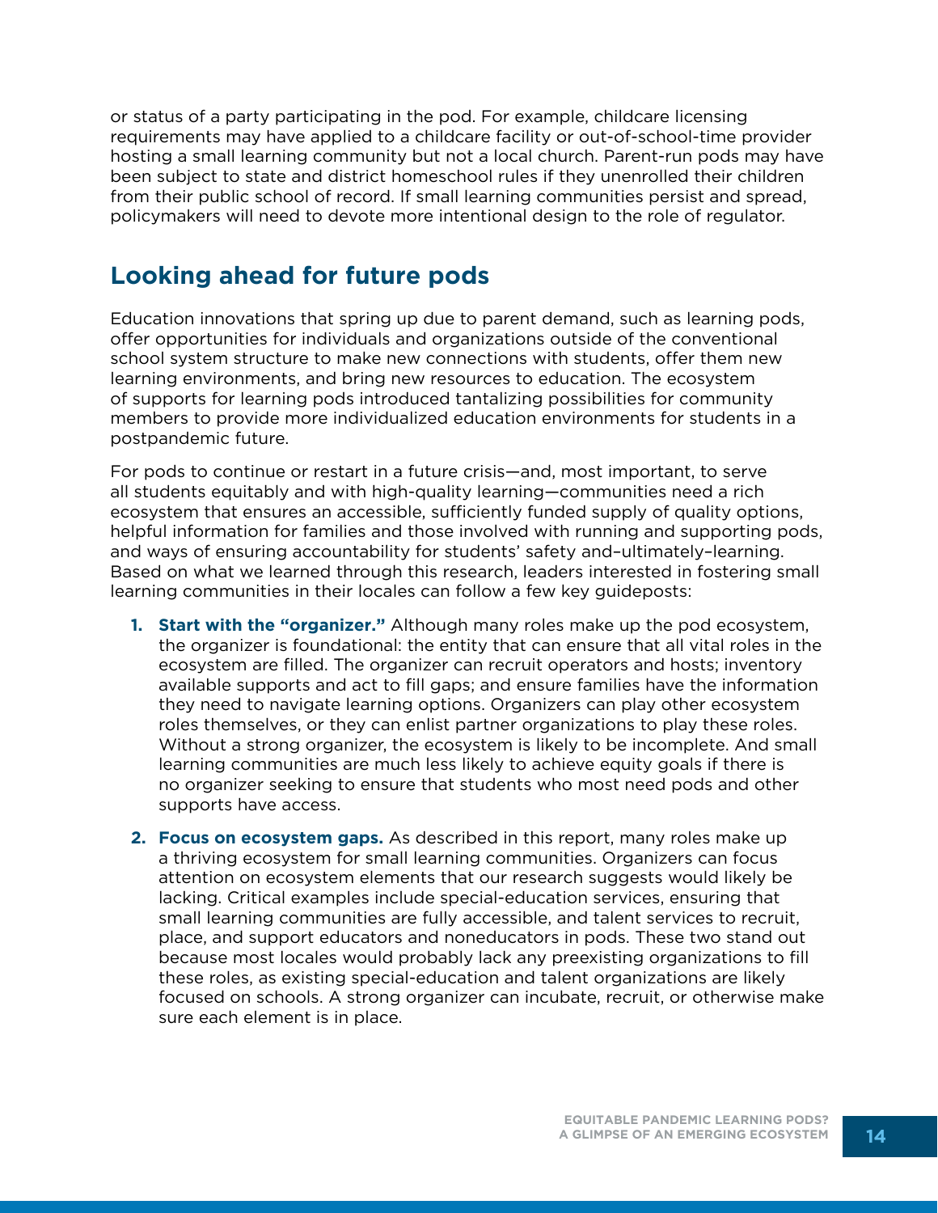or status of a party participating in the pod. For example, childcare licensing requirements may have applied to a childcare facility or out-of-school-time provider hosting a small learning community but not a local church. Parent-run pods may have been subject to state and district homeschool rules if they unenrolled their children from their public school of record. If small learning communities persist and spread, policymakers will need to devote more intentional design to the role of regulator.

## Looking ahead for future pods

Education innovations that spring up due to parent demand, such as learning pods, offer opportunities for individuals and organizations outside of the conventional school system structure to make new connections with students, offer them new learning environments, and bring new resources to education. The ecosystem of supports for learning pods introduced tantalizing possibilities for community members to provide more individualized education environments for students in a postpandemic future.

For pods to continue or restart in a future crisis—and, most important, to serve all students equitably and with high-quality learning—communities need a rich ecosystem that ensures an accessible, sufficiently funded supply of quality options, helpful information for families and those involved with running and supporting pods, and ways of ensuring accountability for students' safety–and–ultimately–learning. Based on what we learned through this research, leaders interested in fostering small learning communities in their locales can follow a few key guideposts:

1. **Start with the "organizer."** Although many roles make up the pod ecosystem, the organizer is foundational: the entity that can ensure that all vital roles in the ecosystem are filled. The organizer can recruit operators and hosts; inventory available supports and act to fill gaps; and ensure families have the information they need to navigate learning options. Organizers can play other ecosystem roles themselves, or they can enlist partner organizations to play these roles. Without a strong organizer, the ecosystem is likely to be incomplete. And small learning communities are much less likely to achieve equity goals if there is no organizer seeking to ensure that students who most need pods and other supports have access.

2. **Focus on ecosystem gaps.** As described in this report, many roles make up a thriving ecosystem for small learning communities. Organizers can focus attention on ecosystem elements that our research suggests would likely be lacking. Critical examples include special-education services, ensuring that small learning communities are fully accessible, and talent services to recruit, place, and support educators and noneducators in pods. These two stand out because most locales would probably lack any preexisting organizations to fill these roles, as existing special-education and talent organizations are likely focused on schools. A strong organizer can incubate, recruit, or otherwise make sure each element is in place.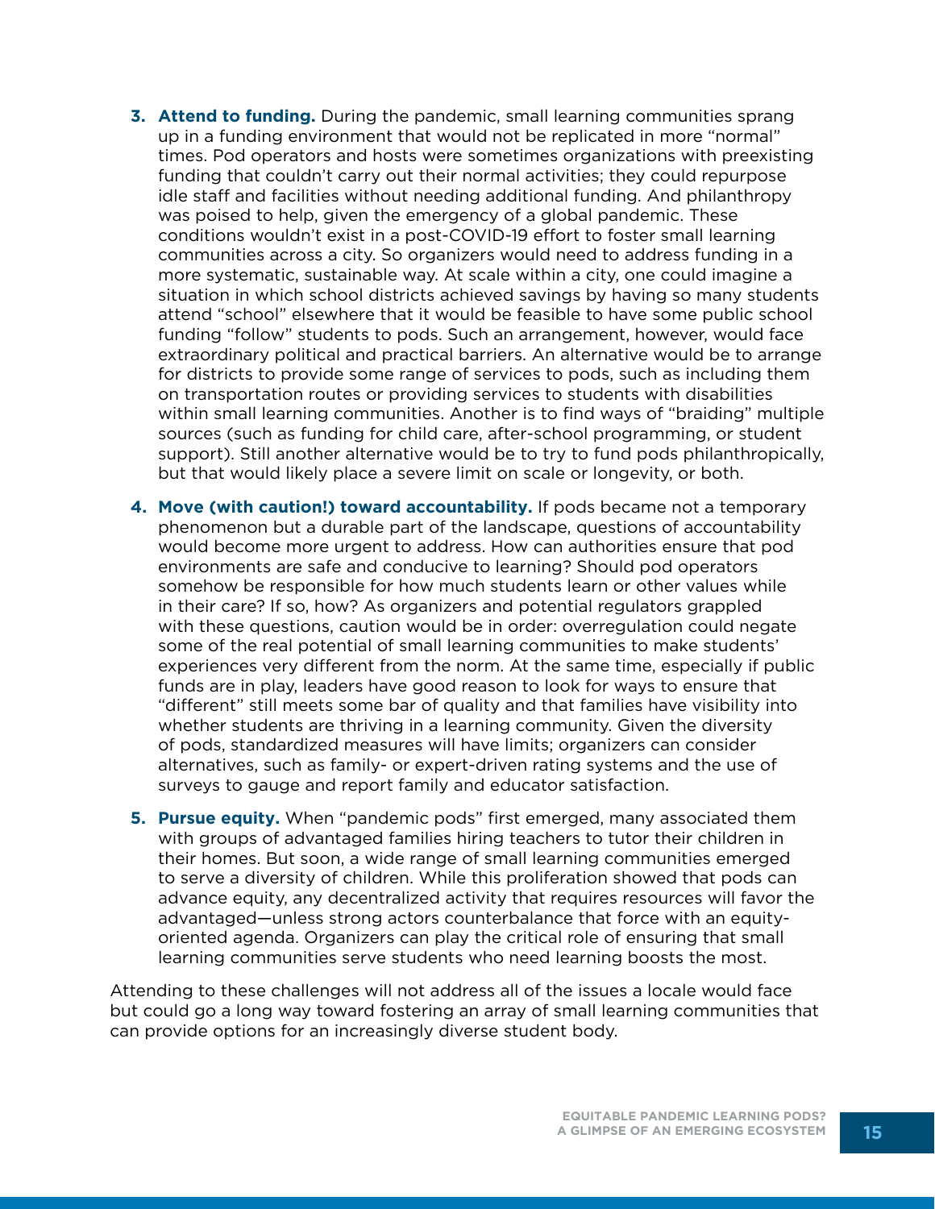3. **Attend to funding.** During the pandemic, small learning communities sprang up in a funding environment that would not be replicated in more "normal" times. Pod operators and hosts were sometimes organizations with preexisting funding that couldn't carry out their normal activities; they could repurpose idle staff and facilities without needing additional funding. And philanthropy was poised to help, given the emergency of a global pandemic. These conditions wouldn't exist in a post-COVID-19 effort to foster small learning communities across a city. So organizers would need to address funding in a more systematic, sustainable way. At scale within a city, one could imagine a situation in which school districts achieved savings by having so many students attend "school" elsewhere that it would be feasible to have some public school funding "follow" students to pods. Such an arrangement, however, would face extraordinary political and practical barriers. An alternative would be to arrange for districts to provide some range of services to pods, such as including them on transportation routes or providing services to students with disabilities within small learning communities. Another is to find ways of "braiding" multiple sources (such as funding for child care, after-school programming, or student support). Still another alternative would be to try to fund pods philanthropically, but that would likely place a severe limit on scale or longevity, or both.

4. **Move (with caution!) toward accountability.** If pods became not a temporary phenomenon but a durable part of the landscape, questions of accountability would become more urgent to address. How can authorities ensure that pod environments are safe and conducive to learning? Should pod operators somehow be responsible for how much students learn or other values while in their care? If so, how? As organizers and potential regulators grappled with these questions, caution would be in order: overregulation could negate some of the real potential of small learning communities to make students' experiences very different from the norm. At the same time, especially if public funds are in play, leaders have good reason to look for ways to ensure that "different" still meets some bar of quality and that families have visibility into whether students are thriving in a learning community. Given the diversity of pods, standardized measures will have limits; organizers can consider alternatives, such as family- or expert-driven rating systems and the use of surveys to gauge and report family and educator satisfaction.

5. **Pursue equity.** When "pandemic pods" first emerged, many associated them with groups of advantaged families hiring teachers to tutor their children in their homes. But soon, a wide range of small learning communities emerged to serve a diversity of children. While this proliferation showed that pods can advance equity, any decentralized activity that requires resources will favor the advantaged—unless strong actors counterbalance that force with an equity-oriented agenda. Organizers can play the critical role of ensuring that small learning communities serve students who need learning boosts the most.

Attending to these challenges will not address all of the issues a locale would face but could go a long way toward fostering an array of small learning communities that can provide options for an increasingly diverse student body.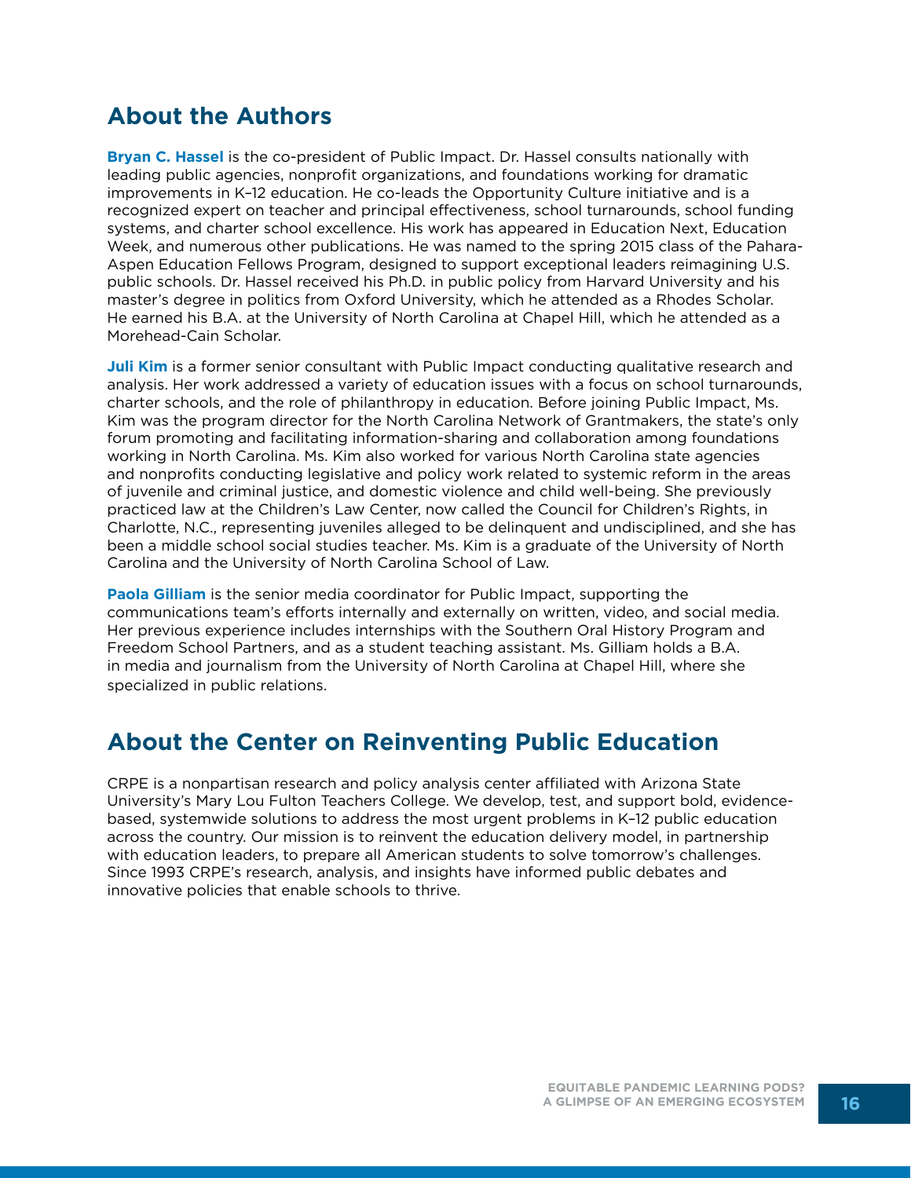## About the Authors

**Bryan C. Hassel** is the co-president of Public Impact. Dr. Hassel consults nationally with leading public agencies, nonprofit organizations, and foundations working for dramatic improvements in K–12 education. He co-leads the Opportunity Culture initiative and is a recognized expert on teacher and principal effectiveness, school turnarounds, school funding systems, and charter school excellence. His work has appeared in Education Next, Education Week, and numerous other publications. He was named to the spring 2015 class of the Pahara-Aspen Education Fellows Program, designed to support exceptional leaders reimagining U.S. public schools. Dr. Hassel received his Ph.D. in public policy from Harvard University and his master's degree in politics from Oxford University, which he attended as a Rhodes Scholar. He earned his B.A. at the University of North Carolina at Chapel Hill, which he attended as a Morehead-Cain Scholar.

**Juli Kim** is a former senior consultant with Public Impact conducting qualitative research and analysis. Her work addressed a variety of education issues with a focus on school turnarounds, charter schools, and the role of philanthropy in education. Before joining Public Impact, Ms. Kim was the program director for the North Carolina Network of Grantmakers, the state's only forum promoting and facilitating information-sharing and collaboration among foundations working in North Carolina. Ms. Kim also worked for various North Carolina state agencies and nonprofits conducting legislative and policy work related to systemic reform in the areas of juvenile and criminal justice, and domestic violence and child well-being. She previously practiced law at the Children's Law Center, now called the Council for Children's Rights, in Charlotte, N.C., representing juveniles alleged to be delinquent and undisciplined, and she has been a middle school social studies teacher. Ms. Kim is a graduate of the University of North Carolina and the University of North Carolina School of Law.

**Paola Gilliam** is the senior media coordinator for Public Impact, supporting the communications team's efforts internally and externally on written, video, and social media. Her previous experience includes internships with the Southern Oral History Program and Freedom School Partners, and as a student teaching assistant. Ms. Gilliam holds a B.A. in media and journalism from the University of North Carolina at Chapel Hill, where she specialized in public relations.

## About the Center on Reinventing Public Education

CRPE is a nonpartisan research and policy analysis center affiliated with Arizona State University's Mary Lou Fulton Teachers College. We develop, test, and support bold, evidence-based, systemwide solutions to address the most urgent problems in K–12 public education across the country. Our mission is to reinvent the education delivery model, in partnership with education leaders, to prepare all American students to solve tomorrow's challenges. Since 1993 CRPE's research, analysis, and insights have informed public debates and innovative policies that enable schools to thrive.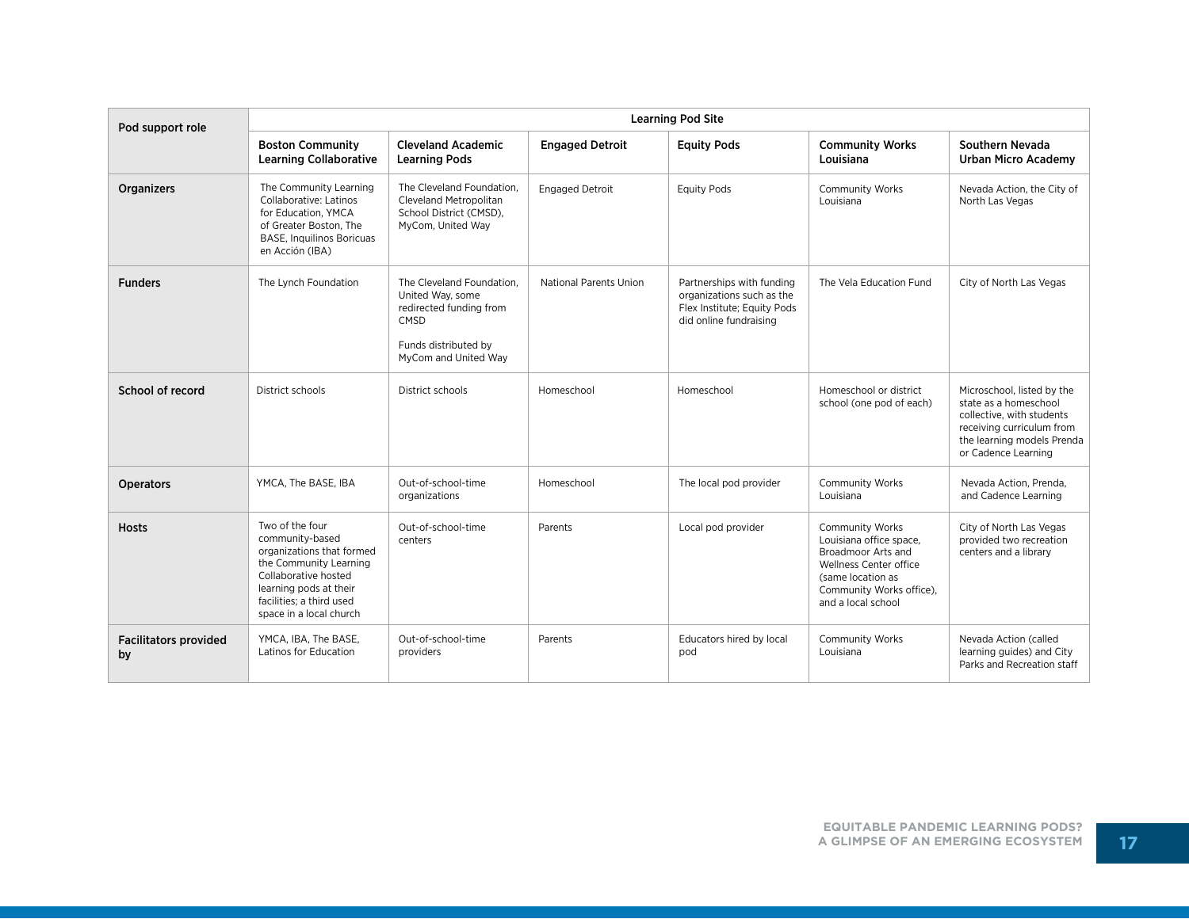| Pod support role | Learning Pod Site | | | | | |
|---|---|---|---|---|---|---|
| | **Boston Community Learning Collaborative** | **Cleveland Academic Learning Pods** | **Engaged Detroit** | **Equity Pods** | **Community Works Louisiana** | **Southern Nevada Urban Micro Academy** |
| **Organizers** | The Community Learning Collaborative: Latinos for Education, YMCA of Greater Boston, The BASE, Inquilinos Boricuas en Acción (IBA) | The Cleveland Foundation, Cleveland Metropolitan School District (CMSD), MyCom, United Way | Engaged Detroit | Equity Pods | Community Works Louisiana | Nevada Action, the City of North Las Vegas |
| **Funders** | The Lynch Foundation | The Cleveland Foundation, United Way, some redirected funding from CMSD<br><br>Funds distributed by MyCom and United Way | National Parents Union | Partnerships with funding organizations such as the Flex Institute; Equity Pods did online fundraising | The Vela Education Fund | City of North Las Vegas |
| **School of record** | District schools | District schools | Homeschool | Homeschool | Homeschool or district school (one pod of each) | Microschool, listed by the state as a homeschool collective, with students receiving curriculum from the learning models Prenda or Cadence Learning |
| **Operators** | YMCA, The BASE, IBA | Out-of-school-time organizations | Homeschool | The local pod provider | Community Works Louisiana | Nevada Action, Prenda, and Cadence Learning |
| **Hosts** | Two of the four community-based organizations that formed the Community Learning Collaborative hosted learning pods at their facilities; a third used space in a local church | Out-of-school-time centers | Parents | Local pod provider | Community Works Louisiana office space, Broadmoor Arts and Wellness Center office (same location as Community Works office), and a local school | City of North Las Vegas provided two recreation centers and a library |
| **Facilitators provided by** | YMCA, IBA, The BASE, Latinos for Education | Out-of-school-time providers | Parents | Educators hired by local pod | Community Works Louisiana | Nevada Action (called learning guides) and City Parks and Recreation staff |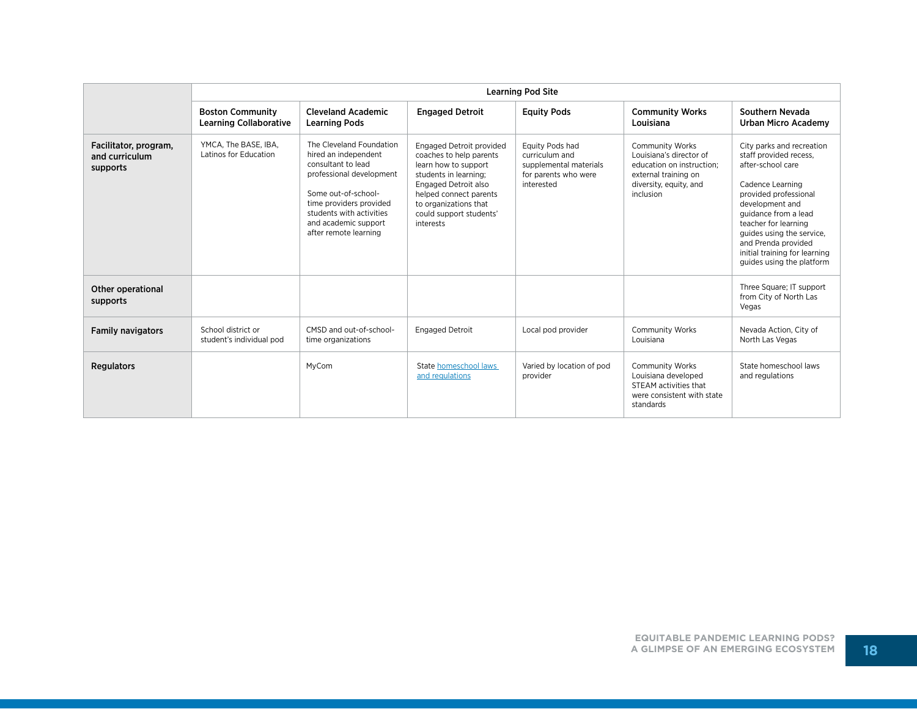| | Learning Pod Site | | | | | |
|---|---|---|---|---|---|---|
| | **Boston Community Learning Collaborative** | **Cleveland Academic Learning Pods** | **Engaged Detroit** | **Equity Pods** | **Community Works Louisiana** | **Southern Nevada Urban Micro Academy** |
| **Facilitator, program, and curriculum supports** | YMCA, The BASE, IBA, Latinos for Education | The Cleveland Foundation hired an independent consultant to lead professional development<br><br>Some out-of-school-time providers provided students with activities and academic support after remote learning | Engaged Detroit provided coaches to help parents learn how to support students in learning; Engaged Detroit also helped connect parents to organizations that could support students' interests | Equity Pods had curriculum and supplemental materials for parents who were interested | Community Works Louisiana's director of education on instruction; external training on diversity, equity, and inclusion | City parks and recreation staff provided recess, after-school care<br><br>Cadence Learning provided professional development and guidance from a lead teacher for learning guides using the service, and Prenda provided initial training for learning guides using the platform |
| **Other operational supports** | | | | | | Three Square; IT support from City of North Las Vegas |
| **Family navigators** | School district or student's individual pod | CMSD and out-of-school-time organizations | Engaged Detroit | Local pod provider | Community Works Louisiana | Nevada Action, City of North Las Vegas |
| **Regulators** | | MyCom | State homeschool laws and regulations | Varied by location of pod provider | Community Works Louisiana developed STEAM activities that were consistent with state standards | State homeschool laws and regulations |